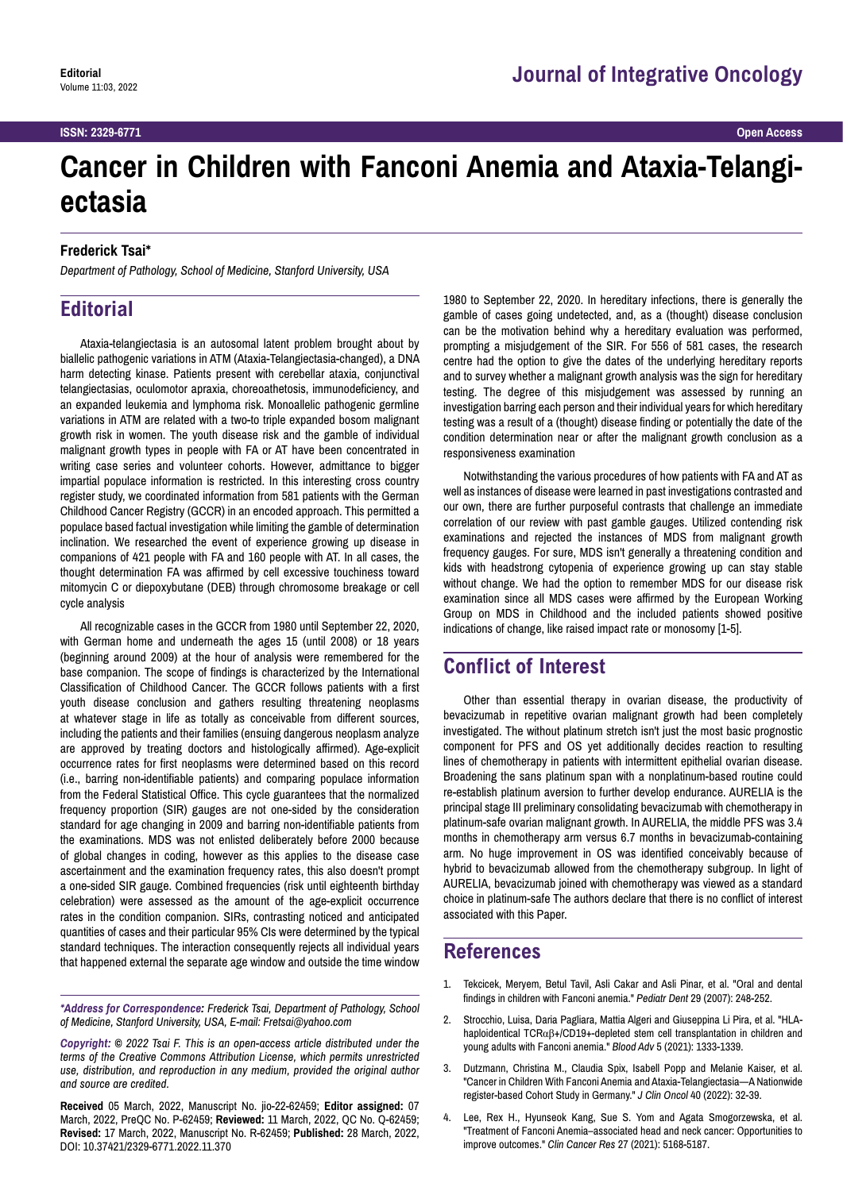# Cancer in Children with Fanconi Anemia and Ataxia-Telangiectasia

**Frederick Tsai***

*Department of Pathology, School of Medicine, Stanford University, USA*

## Editorial

Ataxia-telangiectasia is an autosomal latent problem brought about by biallelic pathogenic variations in ATM (Ataxia-Telangiectasia-changed), a DNA harm detecting kinase. Patients present with cerebellar ataxia, conjunctival telangiectasias, oculomotor apraxia, choreoathetosis, immunodeficiency, and an expanded leukemia and lymphoma risk. Monoallelic pathogenic germline variations in ATM are related with a two-to triple expanded bosom malignant growth risk in women. The youth disease risk and the gamble of individual malignant growth types in people with FA or AT have been concentrated in writing case series and volunteer cohorts. However, admittance to bigger impartial populace information is restricted. In this interesting cross country register study, we coordinated information from 581 patients with the German Childhood Cancer Registry (GCCR) in an encoded approach. This permitted a populace based factual investigation while limiting the gamble of determination inclination. We researched the event of experience growing up disease in companions of 421 people with FA and 160 people with AT. In all cases, the thought determination FA was affirmed by cell excessive touchiness toward mitomycin C or diepoxybutane (DEB) through chromosome breakage or cell cycle analysis

All recognizable cases in the GCCR from 1980 until September 22, 2020, with German home and underneath the ages 15 (until 2008) or 18 years (beginning around 2009) at the hour of analysis were remembered for the base companion. The scope of findings is characterized by the International Classification of Childhood Cancer. The GCCR follows patients with a first youth disease conclusion and gathers resulting threatening neoplasms at whatever stage in life as totally as conceivable from different sources, including the patients and their families (ensuing dangerous neoplasm analyze are approved by treating doctors and histologically affirmed). Age-explicit occurrence rates for first neoplasms were determined based on this record (i.e., barring non-identifiable patients) and comparing populace information from the Federal Statistical Office. This cycle guarantees that the normalized frequency proportion (SIR) gauges are not one-sided by the consideration standard for age changing in 2009 and barring non-identifiable patients from the examinations. MDS was not enlisted deliberately before 2000 because of global changes in coding, however as this applies to the disease case ascertainment and the examination frequency rates, this also doesn't prompt a one-sided SIR gauge. Combined frequencies (risk until eighteenth birthday celebration) were assessed as the amount of the age-explicit occurrence rates in the condition companion. SIRs, contrasting noticed and anticipated quantities of cases and their particular 95% CIs were determined by the typical standard techniques. The interaction consequently rejects all individual years that happened external the separate age window and outside the time window 1980 to September 22, 2020. In hereditary infections, there is generally the gamble of cases going undetected, and, as a (thought) disease conclusion can be the motivation behind why a hereditary evaluation was performed, prompting a misjudgement of the SIR. For 556 of 581 cases, the research centre had the option to give the dates of the underlying hereditary reports and to survey whether a malignant growth analysis was the sign for hereditary testing. The degree of this misjudgement was assessed by running an investigation barring each person and their individual years for which hereditary testing was a result of a (thought) disease finding or potentially the date of the condition determination near or after the malignant growth conclusion as a responsiveness examination

Notwithstanding the various procedures of how patients with FA and AT as well as instances of disease were learned in past investigations contrasted and our own, there are further purposeful contrasts that challenge an immediate correlation of our review with past gamble gauges. Utilized contending risk examinations and rejected the instances of MDS from malignant growth frequency gauges. For sure, MDS isn't generally a threatening condition and kids with headstrong cytopenia of experience growing up can stay stable without change. We had the option to remember MDS for our disease risk examination since all MDS cases were affirmed by the European Working Group on MDS in Childhood and the included patients showed positive indications of change, like raised impact rate or monosomy [1-5].

## Conflict of Interest

Other than essential therapy in ovarian disease, the productivity of bevacizumab in repetitive ovarian malignant growth had been completely investigated. The without platinum stretch isn't just the most basic prognostic component for PFS and OS yet additionally decides reaction to resulting lines of chemotherapy in patients with intermittent epithelial ovarian disease. Broadening the sans platinum span with a nonplatinum-based routine could re-establish platinum aversion to further develop endurance. AURELIA is the principal stage III preliminary consolidating bevacizumab with chemotherapy in platinum-safe ovarian malignant growth. In AURELIA, the middle PFS was 3.4 months in chemotherapy arm versus 6.7 months in bevacizumab-containing arm. No huge improvement in OS was identified conceivably because of hybrid to bevacizumab allowed from the chemotherapy subgroup. In light of AURELIA, bevacizumab joined with chemotherapy was viewed as a standard choice in platinum-safe The authors declare that there is no conflict of interest associated with this Paper.

## References

1. Tekcicek, Meryem, Betul Tavil, Asli Cakar and Asli Pinar, et al. "Oral and dental findings in children with Fanconi anemia." *Pediatr Dent* 29 (2007): 248-252.
2. Strocchio, Luisa, Daria Pagliara, Mattia Algeri and Giuseppina Li Pira, et al. "HLA-haploidentical TCRαβ+/CD19+-depleted stem cell transplantation in children and young adults with Fanconi anemia." *Blood Adv* 5 (2021): 1333-1339.
3. Dutzmann, Christina M., Claudia Spix, Isabell Popp and Melanie Kaiser, et al. "Cancer in Children With Fanconi Anemia and Ataxia-Telangiectasia—A Nationwide register-based Cohort Study in Germany." *J Clin Oncol* 40 (2022): 32-39.
4. Lee, Rex H., Hyunseok Kang, Sue S. Yom and Agata Smogorzewska, et al. "Treatment of Fanconi Anemia–associated head and neck cancer: Opportunities to improve outcomes." *Clin Cancer Res* 27 (2021): 5168-5187.

***Address for Correspondence:** Frederick Tsai, Department of Pathology, School of Medicine, Stanford University, USA, E-mail: Fretsai@yahoo.com*

***Copyright:** © 2022 Tsai F. This is an open-access article distributed under the terms of the Creative Commons Attribution License, which permits unrestricted use, distribution, and reproduction in any medium, provided the original author and source are credited.*

**Received** 05 March, 2022, Manuscript No. jio-22-62459; **Editor assigned:** 07 March, 2022, PreQC No. P-62459; **Reviewed:** 11 March, 2022, QC No. Q-62459; **Revised:** 17 March, 2022, Manuscript No. R-62459; **Published:** 28 March, 2022, DOI: 10.37421/2329-6771.2022.11.370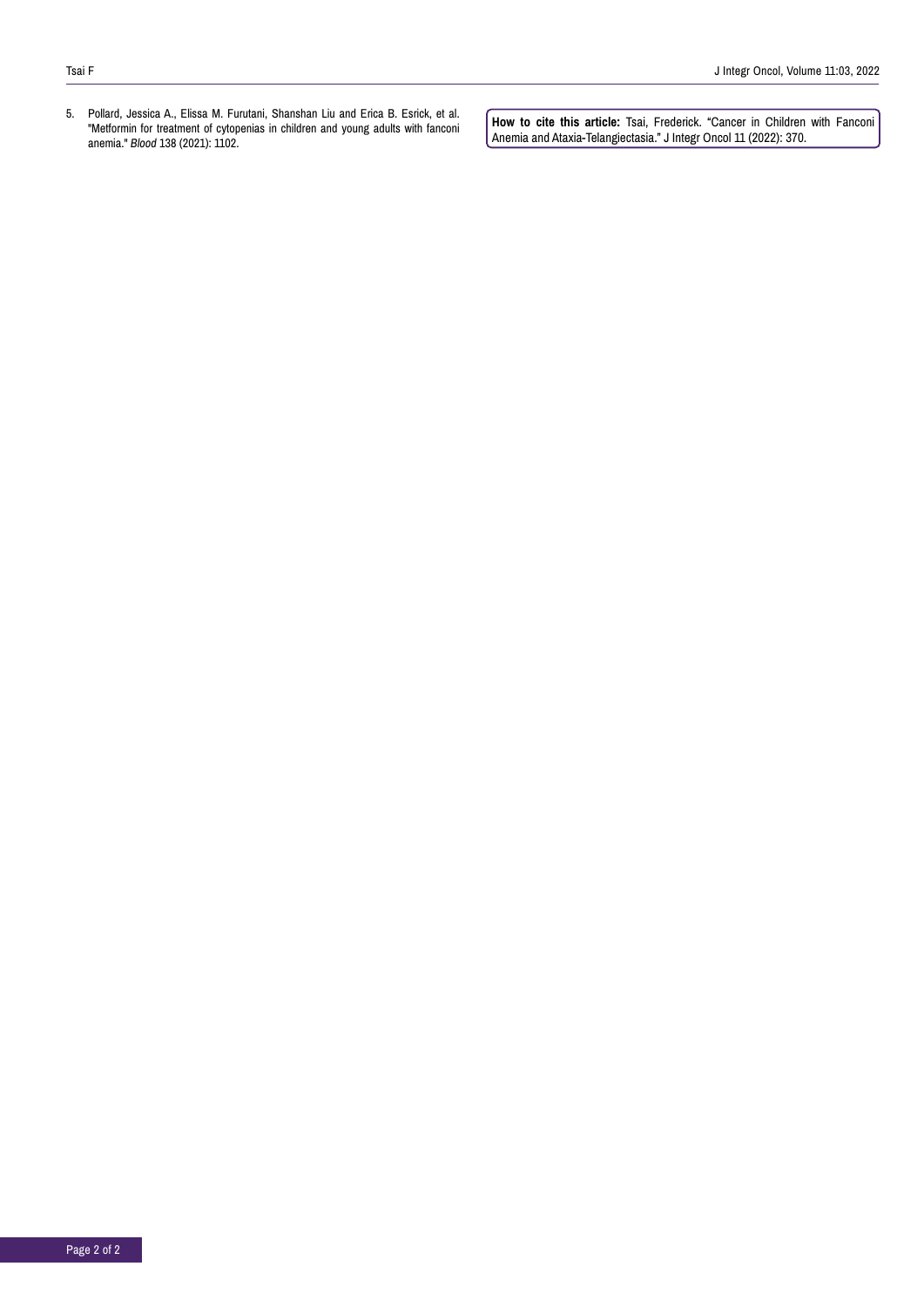5. Pollard, Jessica A., Elissa M. Furutani, Shanshan Liu and Erica B. Esrick, et al. "Metformin for treatment of cytopenias in children and young adults with fanconi anemia." *Blood* 138 (2021): 1102.

**How to cite this article:** Tsai, Frederick. "Cancer in Children with Fanconi Anemia and Ataxia-Telangiectasia." J Integr Oncol 11 (2022): 370.